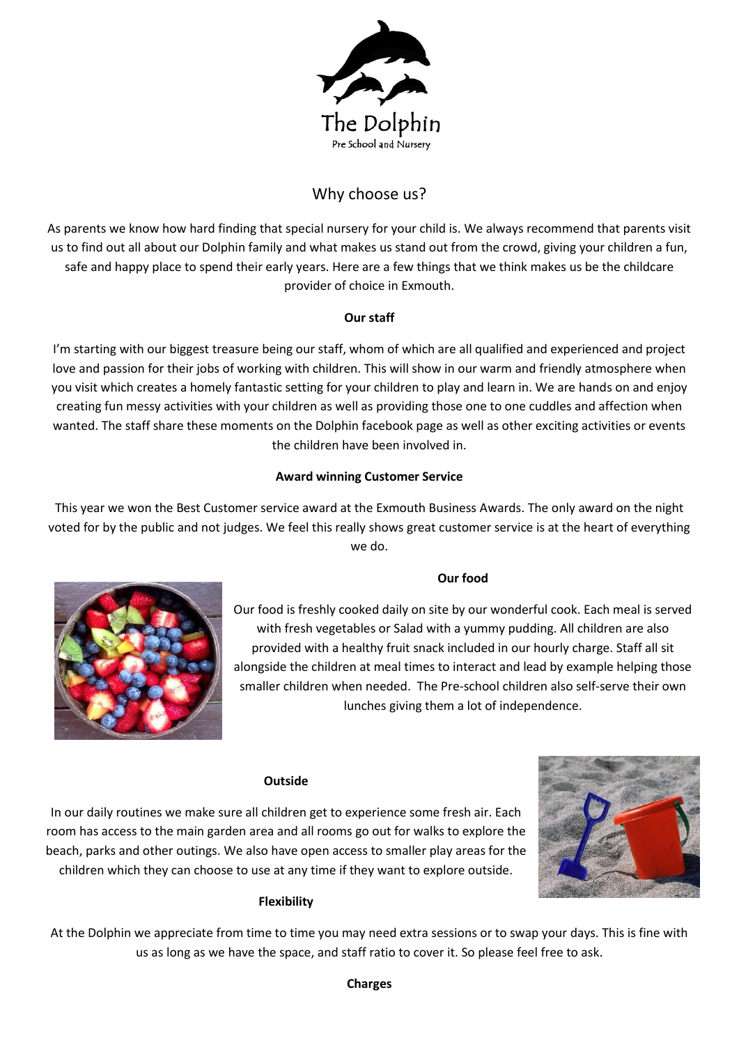The Dolphin

Pre School and Nursery

# Why choose us?

As parents we know how hard finding that special nursery for your child is. We always recommend that parents visit us to find out all about our Dolphin family and what makes us stand out from the crowd, giving your children a fun, safe and happy place to spend their early years. Here are a few things that we think makes us be the childcare provider of choice in Exmouth.

**Our staff**

I'm starting with our biggest treasure being our staff, whom of which are all qualified and experienced and project love and passion for their jobs of working with children. This will show in our warm and friendly atmosphere when you visit which creates a homely fantastic setting for your children to play and learn in. We are hands on and enjoy creating fun messy activities with your children as well as providing those one to one cuddles and affection when wanted. The staff share these moments on the Dolphin facebook page as well as other exciting activities or events the children have been involved in.

**Award winning Customer Service**

This year we won the Best Customer service award at the Exmouth Business Awards. The only award on the night voted for by the public and not judges. We feel this really shows great customer service is at the heart of everything we do.

**Our food**

Our food is freshly cooked daily on site by our wonderful cook. Each meal is served with fresh vegetables or Salad with a yummy pudding. All children are also provided with a healthy fruit snack included in our hourly charge. Staff all sit alongside the children at meal times to interact and lead by example helping those smaller children when needed. The Pre-school children also self-serve their own lunches giving them a lot of independence.

**Outside**

In our daily routines we make sure all children get to experience some fresh air. Each room has access to the main garden area and all rooms go out for walks to explore the beach, parks and other outings. We also have open access to smaller play areas for the children which they can choose to use at any time if they want to explore outside.

**Flexibility**

At the Dolphin we appreciate from time to time you may need extra sessions or to swap your days. This is fine with us as long as we have the space, and staff ratio to cover it. So please feel free to ask.

**Charges**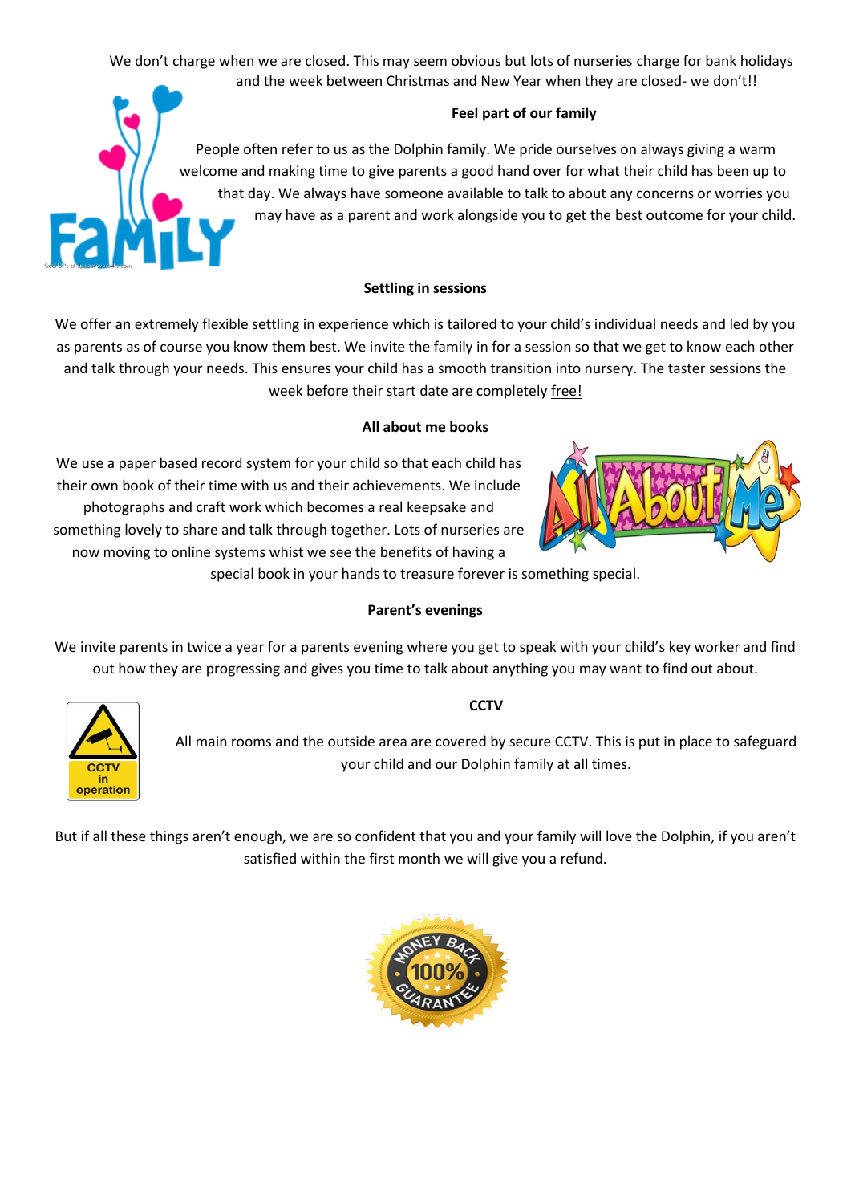We don't charge when we are closed. This may seem obvious but lots of nurseries charge for bank holidays and the week between Christmas and New Year when they are closed- we don't!!

**Feel part of our family**

People often refer to us as the Dolphin family. We pride ourselves on always giving a warm welcome and making time to give parents a good hand over for what their child has been up to that day. We always have someone available to talk to about any concerns or worries you may have as a parent and work alongside you to get the best outcome for your child.

**Settling in sessions**

We offer an extremely flexible settling in experience which is tailored to your child's individual needs and led by you as parents as of course you know them best. We invite the family in for a session so that we get to know each other and talk through your needs. This ensures your child has a smooth transition into nursery. The taster sessions the week before their start date are completely free!

**All about me books**

We use a paper based record system for your child so that each child has their own book of their time with us and their achievements. We include photographs and craft work which becomes a real keepsake and something lovely to share and talk through together. Lots of nurseries are now moving to online systems whist we see the benefits of having a special book in your hands to treasure forever is something special.

**Parent's evenings**

We invite parents in twice a year for a parents evening where you get to speak with your child's key worker and find out how they are progressing and gives you time to talk about anything you may want to find out about.

**CCTV**

All main rooms and the outside area are covered by secure CCTV. This is put in place to safeguard your child and our Dolphin family at all times.

But if all these things aren't enough, we are so confident that you and your family will love the Dolphin, if you aren't satisfied within the first month we will give you a refund.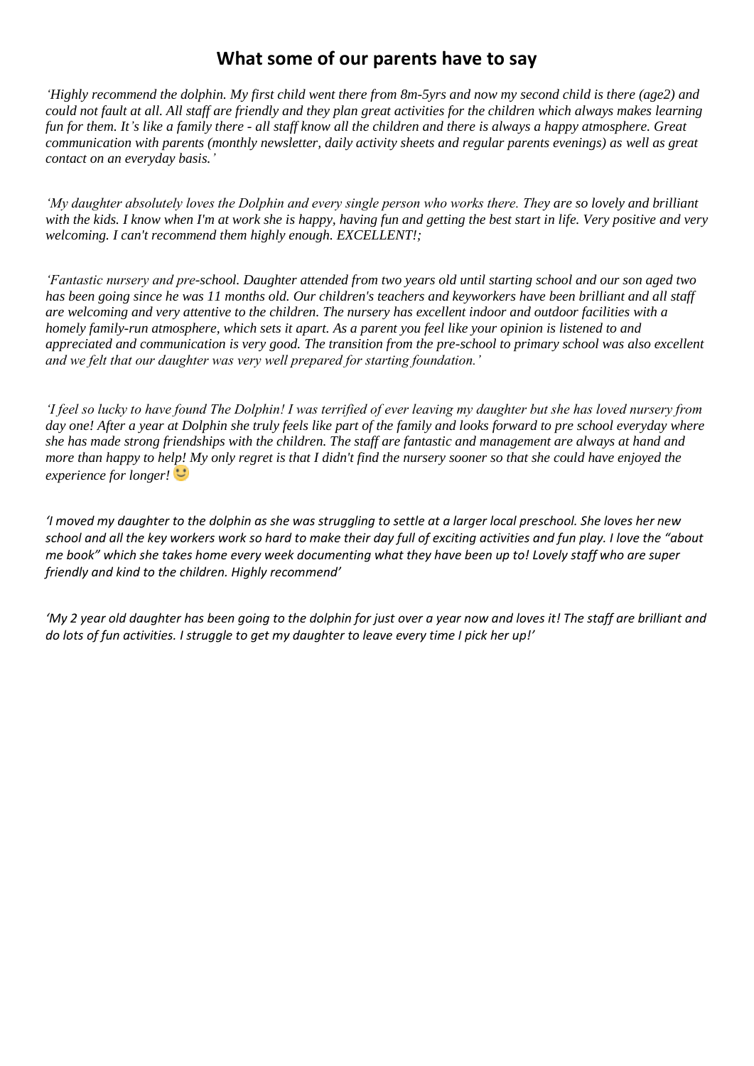## What some of our parents have to say

*'Highly recommend the dolphin. My first child went there from 8m-5yrs and now my second child is there (age2) and could not fault at all. All staff are friendly and they plan great activities for the children which always makes learning fun for them. It's like a family there - all staff know all the children and there is always a happy atmosphere. Great communication with parents (monthly newsletter, daily activity sheets and regular parents evenings) as well as great contact on an everyday basis.'*

*'My daughter absolutely loves the Dolphin and every single person who works there. They are so lovely and brilliant with the kids. I know when I'm at work she is happy, having fun and getting the best start in life. Very positive and very welcoming. I can't recommend them highly enough. EXCELLENT!;*

*'Fantastic nursery and pre-school. Daughter attended from two years old until starting school and our son aged two has been going since he was 11 months old. Our children's teachers and keyworkers have been brilliant and all staff are welcoming and very attentive to the children. The nursery has excellent indoor and outdoor facilities with a homely family-run atmosphere, which sets it apart. As a parent you feel like your opinion is listened to and appreciated and communication is very good. The transition from the pre-school to primary school was also excellent and we felt that our daughter was very well prepared for starting foundation.'*

*'I feel so lucky to have found The Dolphin! I was terrified of ever leaving my daughter but she has loved nursery from day one! After a year at Dolphin she truly feels like part of the family and looks forward to pre school everyday where she has made strong friendships with the children. The staff are fantastic and management are always at hand and more than happy to help! My only regret is that I didn't find the nursery sooner so that she could have enjoyed the experience for longer!* 🙂

*'I moved my daughter to the dolphin as she was struggling to settle at a larger local preschool. She loves her new school and all the key workers work so hard to make their day full of exciting activities and fun play. I love the "about me book" which she takes home every week documenting what they have been up to! Lovely staff who are super friendly and kind to the children. Highly recommend'*

*'My 2 year old daughter has been going to the dolphin for just over a year now and loves it! The staff are brilliant and do lots of fun activities. I struggle to get my daughter to leave every time I pick her up!'*